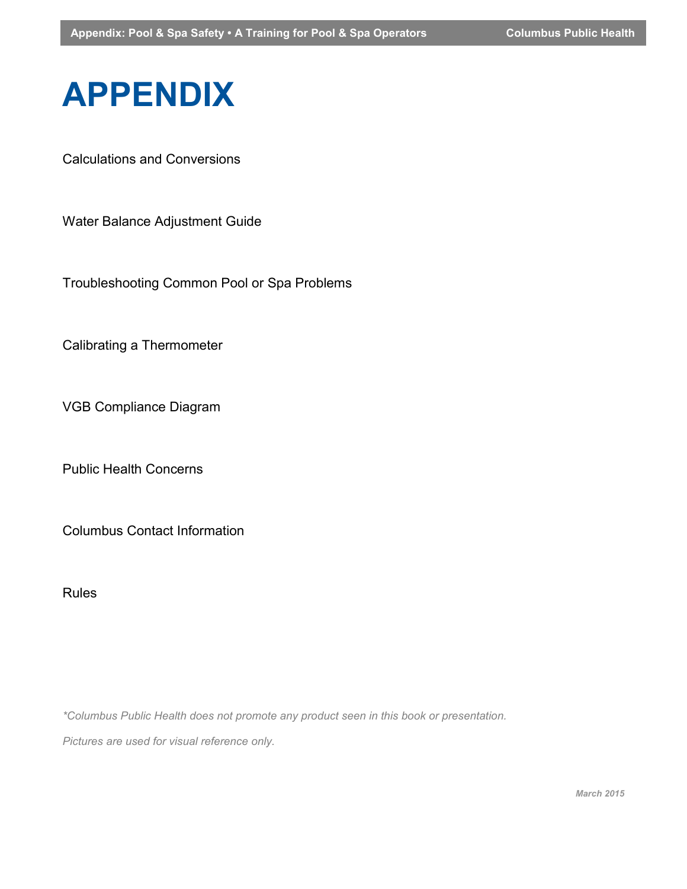# APPENDIX

Calculations and Conversions

Water Balance Adjustment Guide

Troubleshooting Common Pool or Spa Problems

Calibrating a Thermometer

VGB Compliance Diagram

Public Health Concerns

Columbus Contact Information

Rules

*\*Columbus Public Health does not promote any product seen in this book or presentation.*

*Pictures are used for visual reference only.*

***March 2015***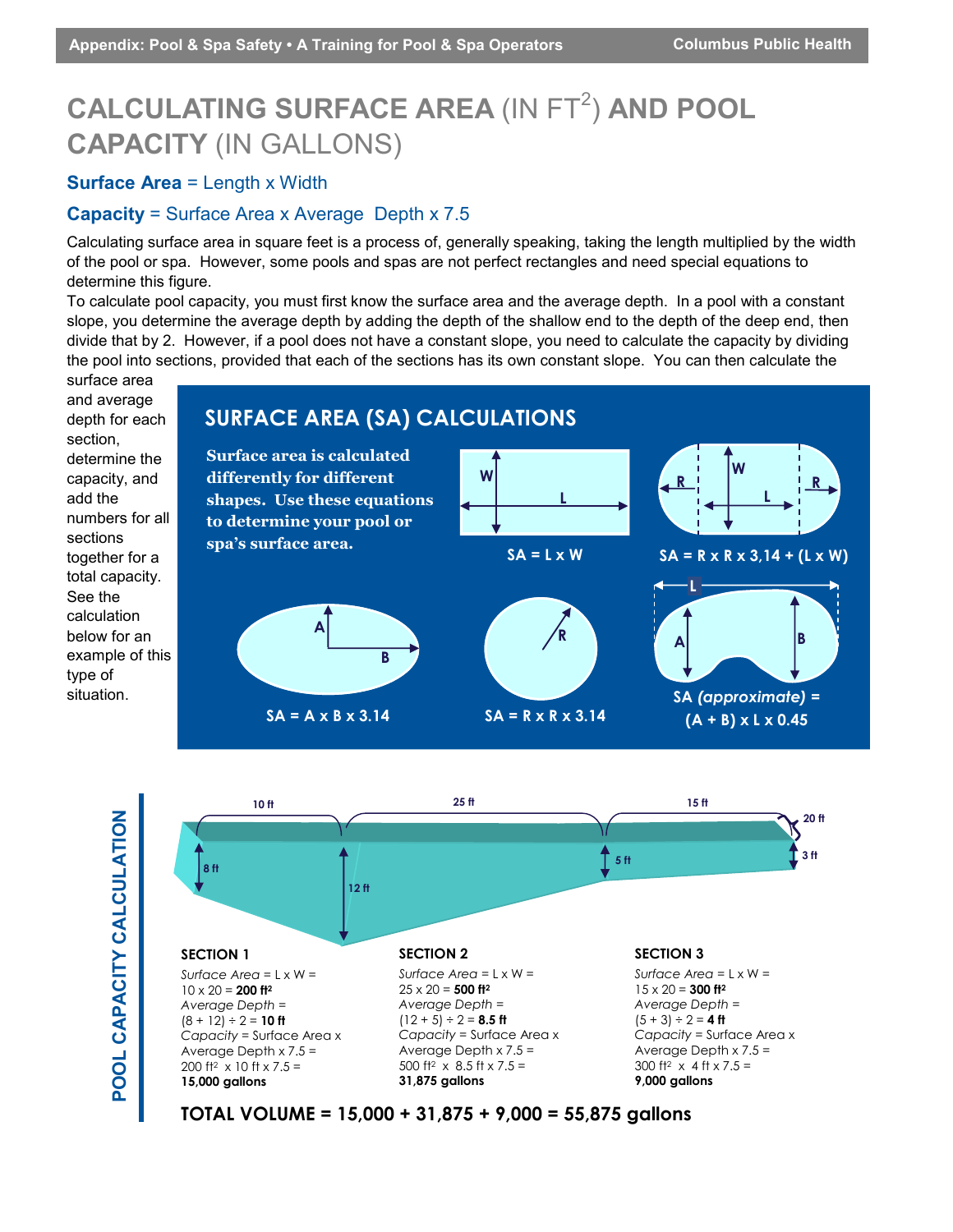# CALCULATING SURFACE AREA (IN FT$^2$) AND POOL CAPACITY (IN GALLONS)

**Surface Area** = Length x Width

**Capacity** = Surface Area x Average Depth x 7.5

Calculating surface area in square feet is a process of, generally speaking, taking the length multiplied by the width of the pool or spa. However, some pools and spas are not perfect rectangles and need special equations to determine this figure.

To calculate pool capacity, you must first know the surface area and the average depth. In a pool with a constant slope, you determine the average depth by adding the depth of the shallow end to the depth of the deep end, then divide that by 2. However, if a pool does not have a constant slope, you need to calculate the capacity by dividing the pool into sections, provided that each of the sections has its own constant slope. You can then calculate the surface area and average depth for each section, determine the capacity, and add the numbers for all sections together for a total capacity. See the calculation below for an example of this type of situation.

## SURFACE AREA (SA) CALCULATIONS

**Surface area is calculated differently for different shapes. Use these equations to determine your pool or spa's surface area.**

**SA = L x W**

**SA = R x R x 3,14 + (L x W)**

**SA = A x B x 3.14**

**SA = R x R x 3.14**

**SA *(approximate)* = (A + B) x L x 0.45**

## POOL CAPACITY CALCULATION

10 ft — 25 ft — 15 ft — 20 ft

8 ft — 12 ft — 5 ft — 3 ft

### SECTION 1

*Surface Area* = L x W =
10 x 20 = **200 ft$^2$**
*Average Depth* =
(8 + 12) ÷ 2 = **10 ft**
*Capacity* = Surface Area x Average Depth x 7.5 =
200 ft$^2$ x 10 ft x 7.5 =
**15,000 gallons**

### SECTION 2

*Surface Area* = L x W =
25 x 20 = **500 ft$^2$**
*Average Depth* =
(12 + 5) ÷ 2 = **8.5 ft**
*Capacity* = Surface Area x Average Depth x 7.5 =
500 ft$^2$ x 8.5 ft x 7.5 =
**31,875 gallons**

### SECTION 3

*Surface Area* = L x W =
15 x 20 = **300 ft$^2$**
*Average Depth* =
(5 + 3) ÷ 2 = **4 ft**
*Capacity* = Surface Area x Average Depth x 7.5 =
300 ft$^2$ x 4 ft x 7.5 =
**9,000 gallons**

**TOTAL VOLUME = 15,000 + 31,875 + 9,000 = 55,875 gallons**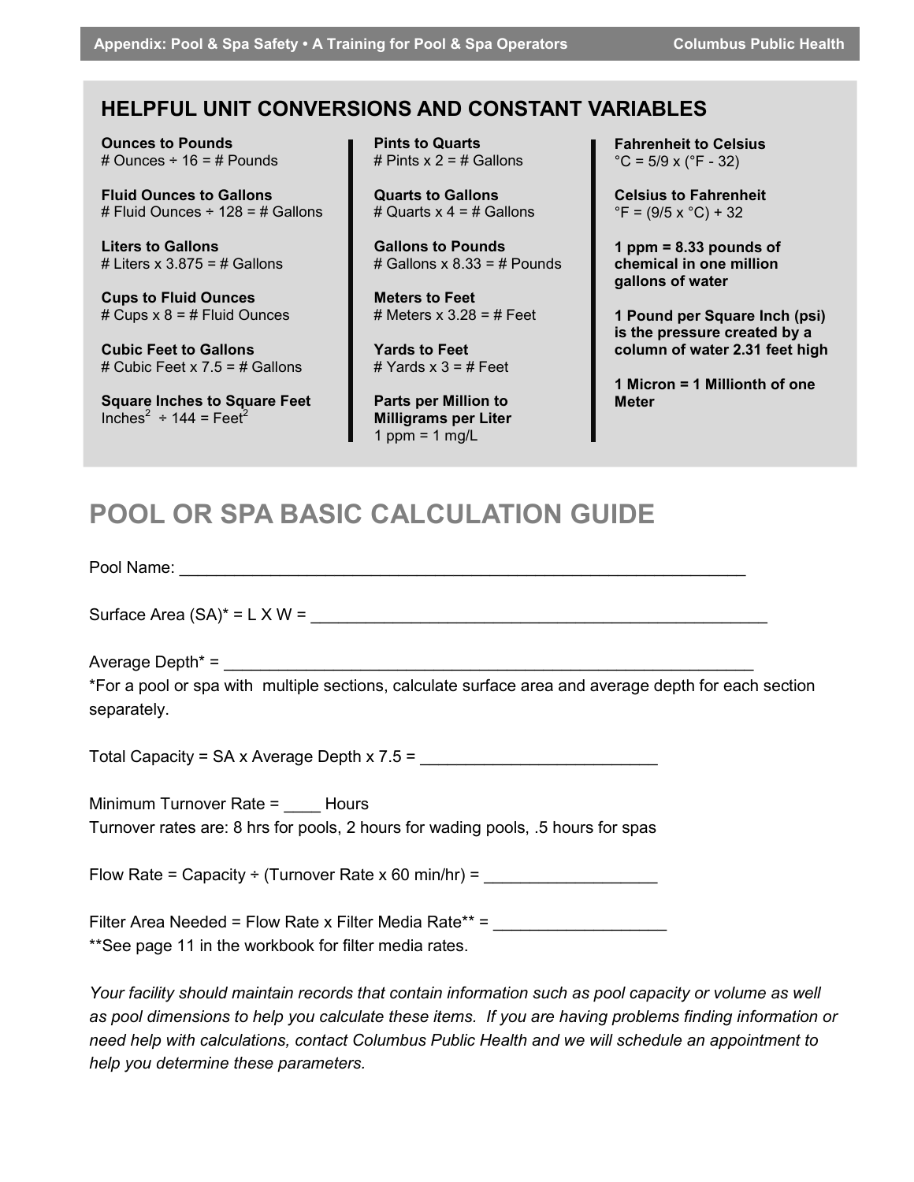## HELPFUL UNIT CONVERSIONS AND CONSTANT VARIABLES

**Ounces to Pounds**
# Ounces ÷ 16 = # Pounds

**Fluid Ounces to Gallons**
# Fluid Ounces ÷ 128 = # Gallons

**Liters to Gallons**
# Liters x 3.875 = # Gallons

**Cups to Fluid Ounces**
# Cups x 8 = # Fluid Ounces

**Cubic Feet to Gallons**
# Cubic Feet x 7.5 = # Gallons

**Square Inches to Square Feet**
$\text{Inches}^2 \div 144 = \text{Feet}^2$

**Pints to Quarts**
# Pints x 2 = # Gallons

**Quarts to Gallons**
# Quarts x 4 = # Gallons

**Gallons to Pounds**
# Gallons x 8.33 = # Pounds

**Meters to Feet**
# Meters x 3.28 = # Feet

**Yards to Feet**
# Yards x 3 = # Feet

**Parts per Million to Milligrams per Liter**
1 ppm = 1 mg/L

**Fahrenheit to Celsius**
°C = 5/9 x (°F - 32)

**Celsius to Fahrenheit**
°F = (9/5 x °C) + 32

**1 ppm = 8.33 pounds of chemical in one million gallons of water**

**1 Pound per Square Inch (psi) is the pressure created by a column of water 2.31 feet high**

**1 Micron = 1 Millionth of one Meter**

# POOL OR SPA BASIC CALCULATION GUIDE

Pool Name: ______________________________________________________________

Surface Area (SA)* = L X W = ____________________________________________________

Average Depth* = ____________________________________________________________

*For a pool or spa with multiple sections, calculate surface area and average depth for each section separately.

Total Capacity = SA x Average Depth x 7.5 = __________________________

Minimum Turnover Rate = ____ Hours

Turnover rates are: 8 hrs for pools, 2 hours for wading pools, .5 hours for spas

Flow Rate = Capacity ÷ (Turnover Rate x 60 min/hr) = __________________

Filter Area Needed = Flow Rate x Filter Media Rate** = __________________

**See page 11 in the workbook for filter media rates.

*Your facility should maintain records that contain information such as pool capacity or volume as well as pool dimensions to help you calculate these items. If you are having problems finding information or need help with calculations, contact Columbus Public Health and we will schedule an appointment to help you determine these parameters.*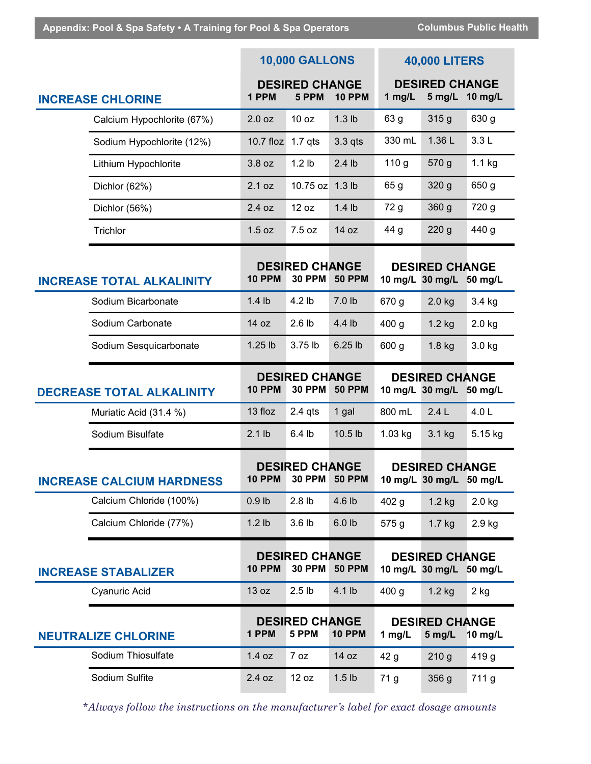| | 10,000 GALLONS | | | 40,000 LITERS | | |
|---|---|---|---|---|---|---|
| | DESIRED CHANGE | | | DESIRED CHANGE | | |
| **INCREASE CHLORINE** | 1 PPM | 5 PPM | 10 PPM | 1 mg/L | 5 mg/L | 10 mg/L |
| Calcium Hypochlorite (67%) | 2.0 oz | 10 oz | 1.3 lb | 63 g | 315 g | 630 g |
| Sodium Hypochlorite (12%) | 10.7 floz | 1.7 qts | 3.3 qts | 330 mL | 1.36 L | 3.3 L |
| Lithium Hypochlorite | 3.8 oz | 1.2 lb | 2.4 lb | 110 g | 570 g | 1.1 kg |
| Dichlor (62%) | 2.1 oz | 10.75 oz | 1.3 lb | 65 g | 320 g | 650 g |
| Dichlor (56%) | 2.4 oz | 12 oz | 1.4 lb | 72 g | 360 g | 720 g |
| Trichlor | 1.5 oz | 7.5 oz | 14 oz | 44 g | 220 g | 440 g |

| | DESIRED CHANGE | | | DESIRED CHANGE | | |
|---|---|---|---|---|---|---|
| **INCREASE TOTAL ALKALINITY** | 10 PPM | 30 PPM | 50 PPM | 10 mg/L | 30 mg/L | 50 mg/L |
| Sodium Bicarbonate | 1.4 lb | 4.2 lb | 7.0 lb | 670 g | 2.0 kg | 3.4 kg |
| Sodium Carbonate | 14 oz | 2.6 lb | 4.4 lb | 400 g | 1.2 kg | 2.0 kg |
| Sodium Sesquicarbonate | 1.25 lb | 3.75 lb | 6.25 lb | 600 g | 1.8 kg | 3.0 kg |

| | DESIRED CHANGE | | | DESIRED CHANGE | | |
|---|---|---|---|---|---|---|
| **DECREASE TOTAL ALKALINITY** | 10 PPM | 30 PPM | 50 PPM | 10 mg/L | 30 mg/L | 50 mg/L |
| Muriatic Acid (31.4 %) | 13 floz | 2.4 qts | 1 gal | 800 mL | 2.4 L | 4.0 L |
| Sodium Bisulfate | 2.1 lb | 6.4 lb | 10.5 lb | 1.03 kg | 3.1 kg | 5.15 kg |

| | DESIRED CHANGE | | | DESIRED CHANGE | | |
|---|---|---|---|---|---|---|
| **INCREASE CALCIUM HARDNESS** | 10 PPM | 30 PPM | 50 PPM | 10 mg/L | 30 mg/L | 50 mg/L |
| Calcium Chloride (100%) | 0.9 lb | 2.8 lb | 4.6 lb | 402 g | 1.2 kg | 2.0 kg |
| Calcium Chloride (77%) | 1.2 lb | 3.6 lb | 6.0 lb | 575 g | 1.7 kg | 2.9 kg |

| | DESIRED CHANGE | | | DESIRED CHANGE | | |
|---|---|---|---|---|---|---|
| **INCREASE STABALIZER** | 10 PPM | 30 PPM | 50 PPM | 10 mg/L | 30 mg/L | 50 mg/L |
| Cyanuric Acid | 13 oz | 2.5 lb | 4.1 lb | 400 g | 1.2 kg | 2 kg |

| | DESIRED CHANGE | | | DESIRED CHANGE | | |
|---|---|---|---|---|---|---|
| **NEUTRALIZE CHLORINE** | 1 PPM | 5 PPM | 10 PPM | 1 mg/L | 5 mg/L | 10 mg/L |
| Sodium Thiosulfate | 1.4 oz | 7 oz | 14 oz | 42 g | 210 g | 419 g |
| Sodium Sulfite | 2.4 oz | 12 oz | 1.5 lb | 71 g | 356 g | 711 g |

*\*Always follow the instructions on the manufacturer's label for exact dosage amounts*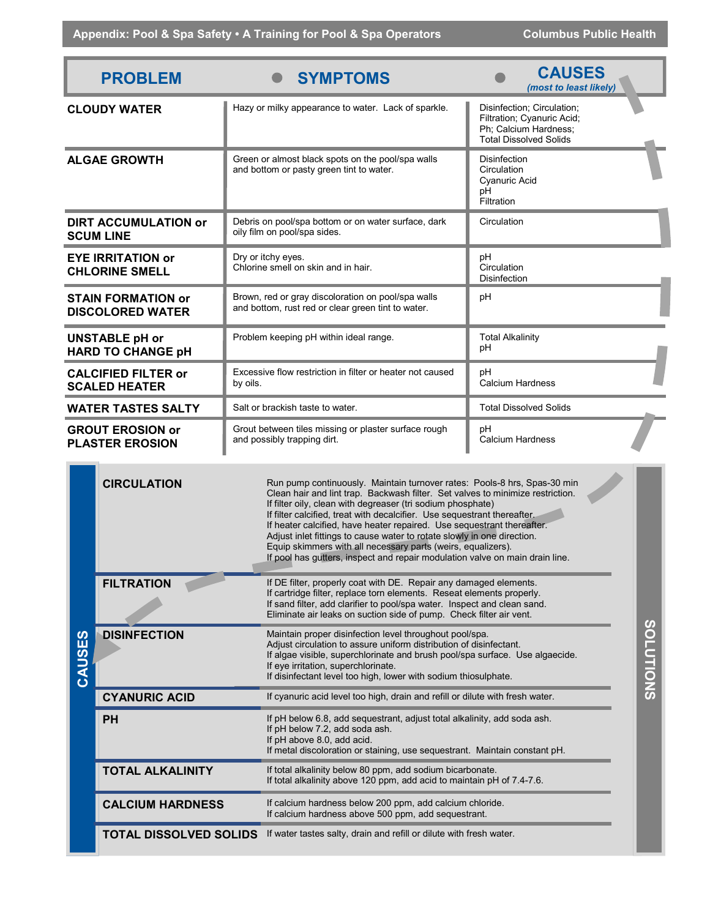| PROBLEM | SYMPTOMS | CAUSES *(most to least likely)* |
|---|---|---|
| **CLOUDY WATER** | Hazy or milky appearance to water. Lack of sparkle. | Disinfection; Circulation; Filtration; Cyanuric Acid; Ph; Calcium Hardness; Total Dissolved Solids |
| **ALGAE GROWTH** | Green or almost black spots on the pool/spa walls and bottom or pasty green tint to water. | Disinfection<br>Circulation<br>Cyanuric Acid<br>pH<br>Filtration |
| **DIRT ACCUMULATION or SCUM LINE** | Debris on pool/spa bottom or on water surface, dark oily film on pool/spa sides. | Circulation |
| **EYE IRRITATION or CHLORINE SMELL** | Dry or itchy eyes.<br>Chlorine smell on skin and in hair. | pH<br>Circulation<br>Disinfection |
| **STAIN FORMATION or DISCOLORED WATER** | Brown, red or gray discoloration on pool/spa walls and bottom, rust red or clear green tint to water. | pH |
| **UNSTABLE pH or HARD TO CHANGE pH** | Problem keeping pH within ideal range. | Total Alkalinity<br>pH |
| **CALCIFIED FILTER or SCALED HEATER** | Excessive flow restriction in filter or heater not caused by oils. | pH<br>Calcium Hardness |
| **WATER TASTES SALTY** | Salt or brackish taste to water. | Total Dissolved Solids |
| **GROUT EROSION or PLASTER EROSION** | Grout between tiles missing or plaster surface rough and possibly trapping dirt. | pH<br>Calcium Hardness |

| CAUSES | SOLUTIONS |
|---|---|
| **CIRCULATION** | Run pump continuously. Maintain turnover rates: Pools-8 hrs, Spas-30 min<br>Clean hair and lint trap. Backwash filter. Set valves to minimize restriction.<br>If filter oily, clean with degreaser (tri sodium phosphate)<br>If filter calcified, treat with decalcifier. Use sequestrant thereafter.<br>If heater calcified, have heater repaired. Use sequestrant thereafter.<br>Adjust inlet fittings to cause water to rotate slowly in one direction.<br>Equip skimmers with all necessary parts (weirs, equalizers).<br>If pool has gutters, inspect and repair modulation valve on main drain line. |
| **FILTRATION** | If DE filter, properly coat with DE. Repair any damaged elements.<br>If cartridge filter, replace torn elements. Reseat elements properly.<br>If sand filter, add clarifier to pool/spa water. Inspect and clean sand.<br>Eliminate air leaks on suction side of pump. Check filter air vent. |
| **DISINFECTION** | Maintain proper disinfection level throughout pool/spa.<br>Adjust circulation to assure uniform distribution of disinfectant.<br>If algae visible, superchlorinate and brush pool/spa surface. Use algaecide.<br>If eye irritation, superchlorinate.<br>If disinfectant level too high, lower with sodium thiosulphate. |
| **CYANURIC ACID** | If cyanuric acid level too high, drain and refill or dilute with fresh water. |
| **PH** | If pH below 6.8, add sequestrant, adjust total alkalinity, add soda ash.<br>If pH below 7.2, add soda ash.<br>If pH above 8.0, add acid.<br>If metal discoloration or staining, use sequestrant. Maintain constant pH. |
| **TOTAL ALKALINITY** | If total alkalinity below 80 ppm, add sodium bicarbonate.<br>If total alkalinity above 120 ppm, add acid to maintain pH of 7.4-7.6. |
| **CALCIUM HARDNESS** | If calcium hardness below 200 ppm, add calcium chloride.<br>If calcium hardness above 500 ppm, add sequestrant. |
| **TOTAL DISSOLVED SOLIDS** | If water tastes salty, drain and refill or dilute with fresh water. |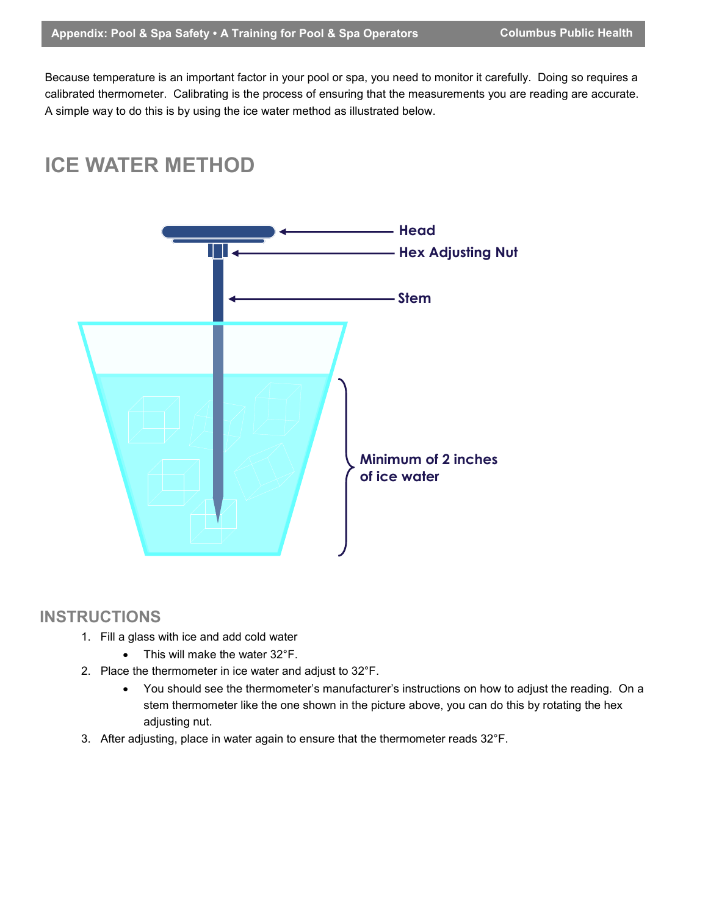Because temperature is an important factor in your pool or spa, you need to monitor it carefully. Doing so requires a calibrated thermometer. Calibrating is the process of ensuring that the measurements you are reading are accurate. A simple way to do this is by using the ice water method as illustrated below.

## ICE WATER METHOD

Head

Hex Adjusting Nut

Stem

Minimum of 2 inches of ice water

## INSTRUCTIONS

1. Fill a glass with ice and add cold water
   - This will make the water 32°F.
2. Place the thermometer in ice water and adjust to 32°F.
   - You should see the thermometer's manufacturer's instructions on how to adjust the reading. On a stem thermometer like the one shown in the picture above, you can do this by rotating the hex adjusting nut.
3. After adjusting, place in water again to ensure that the thermometer reads 32°F.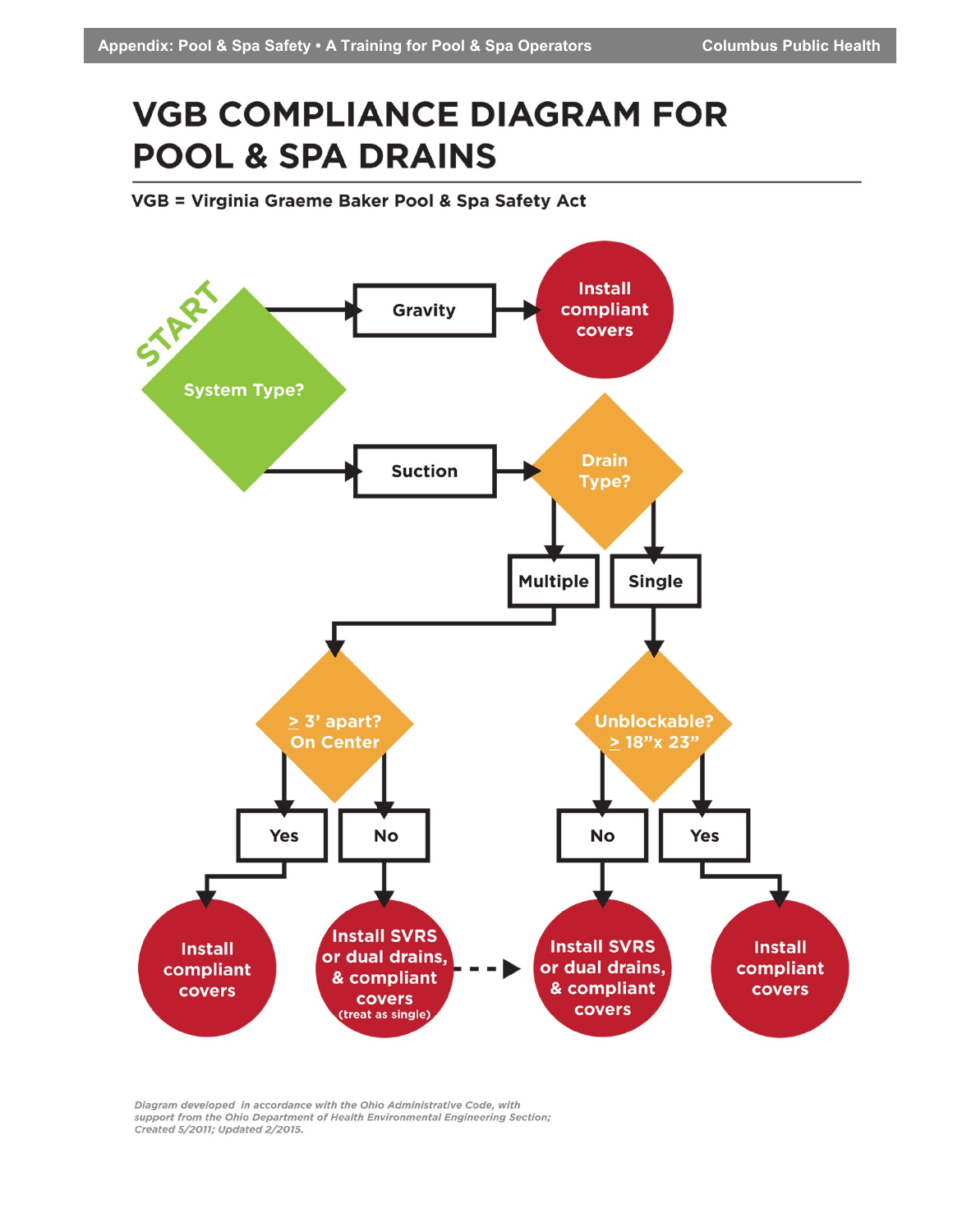# VGB COMPLIANCE DIAGRAM FOR POOL & SPA DRAINS

**VGB = Virginia Graeme Baker Pool & Spa Safety Act**

START

System Type?

Gravity → Install compliant covers

Suction → Drain Type?

- Multiple → ≥ 3' apart? On Center
  - Yes → Install compliant covers
  - No → Install SVRS or dual drains, & compliant covers (treat as single)
- Single → Unblockable? ≥ 18"x 23"
  - No → Install SVRS or dual drains, & compliant covers
  - Yes → Install compliant covers

*Diagram developed in accordance with the Ohio Administrative Code, with support from the Ohio Department of Health Environmental Engineering Section; Created 5/2011; Updated 2/2015.*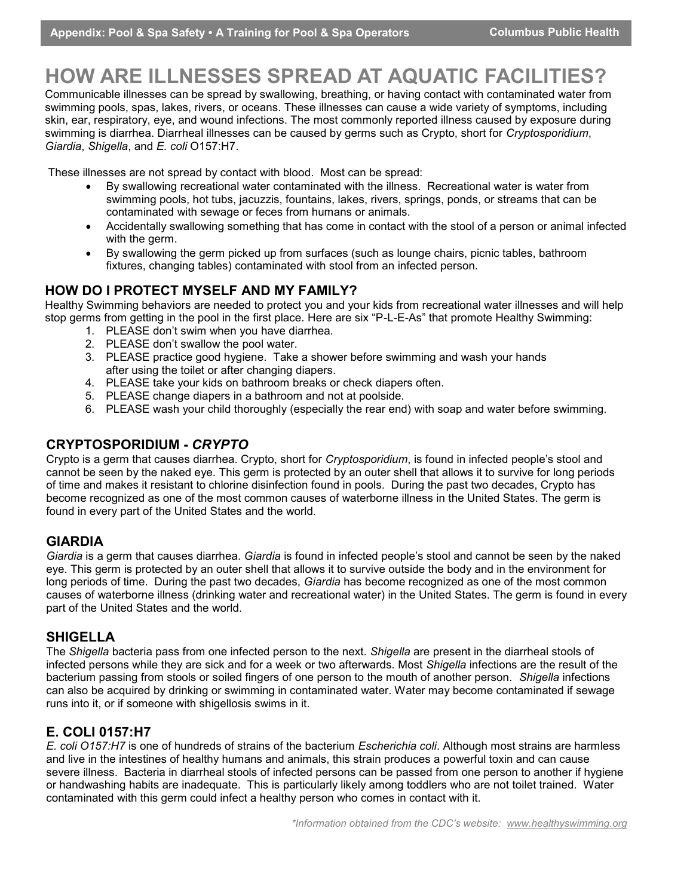# HOW ARE ILLNESSES SPREAD AT AQUATIC FACILITIES?

Communicable illnesses can be spread by swallowing, breathing, or having contact with contaminated water from swimming pools, spas, lakes, rivers, or oceans. These illnesses can cause a wide variety of symptoms, including skin, ear, respiratory, eye, and wound infections. The most commonly reported illness caused by exposure during swimming is diarrhea. Diarrheal illnesses can be caused by germs such as Crypto, short for *Cryptosporidium*, *Giardia*, *Shigella*, and *E. coli* O157:H7.

These illnesses are not spread by contact with blood. Most can be spread:

- By swallowing recreational water contaminated with the illness. Recreational water is water from swimming pools, hot tubs, jacuzzis, fountains, lakes, rivers, springs, ponds, or streams that can be contaminated with sewage or feces from humans or animals.
- Accidentally swallowing something that has come in contact with the stool of a person or animal infected with the germ.
- By swallowing the germ picked up from surfaces (such as lounge chairs, picnic tables, bathroom fixtures, changing tables) contaminated with stool from an infected person.

## HOW DO I PROTECT MYSELF AND MY FAMILY?

Healthy Swimming behaviors are needed to protect you and your kids from recreational water illnesses and will help stop germs from getting in the pool in the first place. Here are six "P-L-E-As" that promote Healthy Swimming:

1. PLEASE don't swim when you have diarrhea.
2. PLEASE don't swallow the pool water.
3. PLEASE practice good hygiene. Take a shower before swimming and wash your hands after using the toilet or after changing diapers.
4. PLEASE take your kids on bathroom breaks or check diapers often.
5. PLEASE change diapers in a bathroom and not at poolside.
6. PLEASE wash your child thoroughly (especially the rear end) with soap and water before swimming.

## CRYPTOSPORIDIUM - *CRYPTO*

Crypto is a germ that causes diarrhea. Crypto, short for *Cryptosporidium*, is found in infected people's stool and cannot be seen by the naked eye. This germ is protected by an outer shell that allows it to survive for long periods of time and makes it resistant to chlorine disinfection found in pools. During the past two decades, Crypto has become recognized as one of the most common causes of waterborne illness in the United States. The germ is found in every part of the United States and the world.

## GIARDIA

*Giardia* is a germ that causes diarrhea. *Giardia* is found in infected people's stool and cannot be seen by the naked eye. This germ is protected by an outer shell that allows it to survive outside the body and in the environment for long periods of time. During the past two decades, *Giardia* has become recognized as one of the most common causes of waterborne illness (drinking water and recreational water) in the United States. The germ is found in every part of the United States and the world.

## SHIGELLA

The *Shigella* bacteria pass from one infected person to the next. *Shigella* are present in the diarrheal stools of infected persons while they are sick and for a week or two afterwards. Most *Shigella* infections are the result of the bacterium passing from stools or soiled fingers of one person to the mouth of another person. *Shigella* infections can also be acquired by drinking or swimming in contaminated water. Water may become contaminated if sewage runs into it, or if someone with shigellosis swims in it.

## E. COLI 0157:H7

*E. coli O157:H7* is one of hundreds of strains of the bacterium *Escherichia coli*. Although most strains are harmless and live in the intestines of healthy humans and animals, this strain produces a powerful toxin and can cause severe illness. Bacteria in diarrheal stools of infected persons can be passed from one person to another if hygiene or handwashing habits are inadequate. This is particularly likely among toddlers who are not toilet trained. Water contaminated with this germ could infect a healthy person who comes in contact with it.

*\*Information obtained from the CDC's website: www.healthyswimming.org*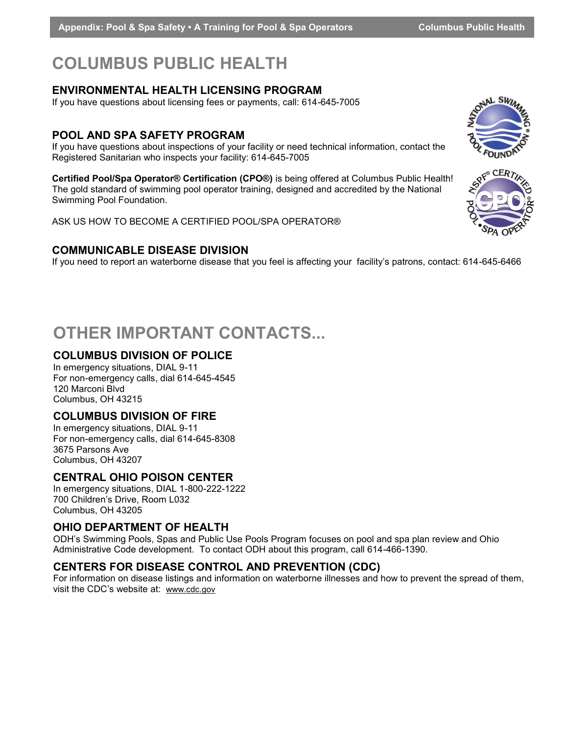# COLUMBUS PUBLIC HEALTH

## ENVIRONMENTAL HEALTH LICENSING PROGRAM

If you have questions about licensing fees or payments, call: 614-645-7005

## POOL AND SPA SAFETY PROGRAM

If you have questions about inspections of your facility or need technical information, contact the Registered Sanitarian who inspects your facility: 614-645-7005

**Certified Pool/Spa Operator® Certification (CPO®)** is being offered at Columbus Public Health! The gold standard of swimming pool operator training, designed and accredited by the National Swimming Pool Foundation.

ASK US HOW TO BECOME A CERTIFIED POOL/SPA OPERATOR®

## COMMUNICABLE DISEASE DIVISION

If you need to report an waterborne disease that you feel is affecting your facility's patrons, contact: 614-645-6466

# OTHER IMPORTANT CONTACTS...

## COLUMBUS DIVISION OF POLICE

In emergency situations, DIAL 9-11
For non-emergency calls, dial 614-645-4545
120 Marconi Blvd
Columbus, OH 43215

## COLUMBUS DIVISION OF FIRE

In emergency situations, DIAL 9-11
For non-emergency calls, dial 614-645-8308
3675 Parsons Ave
Columbus, OH 43207

## CENTRAL OHIO POISON CENTER

In emergency situations, DIAL 1-800-222-1222
700 Children's Drive, Room L032
Columbus, OH 43205

## OHIO DEPARTMENT OF HEALTH

ODH's Swimming Pools, Spas and Public Use Pools Program focuses on pool and spa plan review and Ohio Administrative Code development. To contact ODH about this program, call 614-466-1390.

## CENTERS FOR DISEASE CONTROL AND PREVENTION (CDC)

For information on disease listings and information on waterborne illnesses and how to prevent the spread of them, visit the CDC's website at: www.cdc.gov